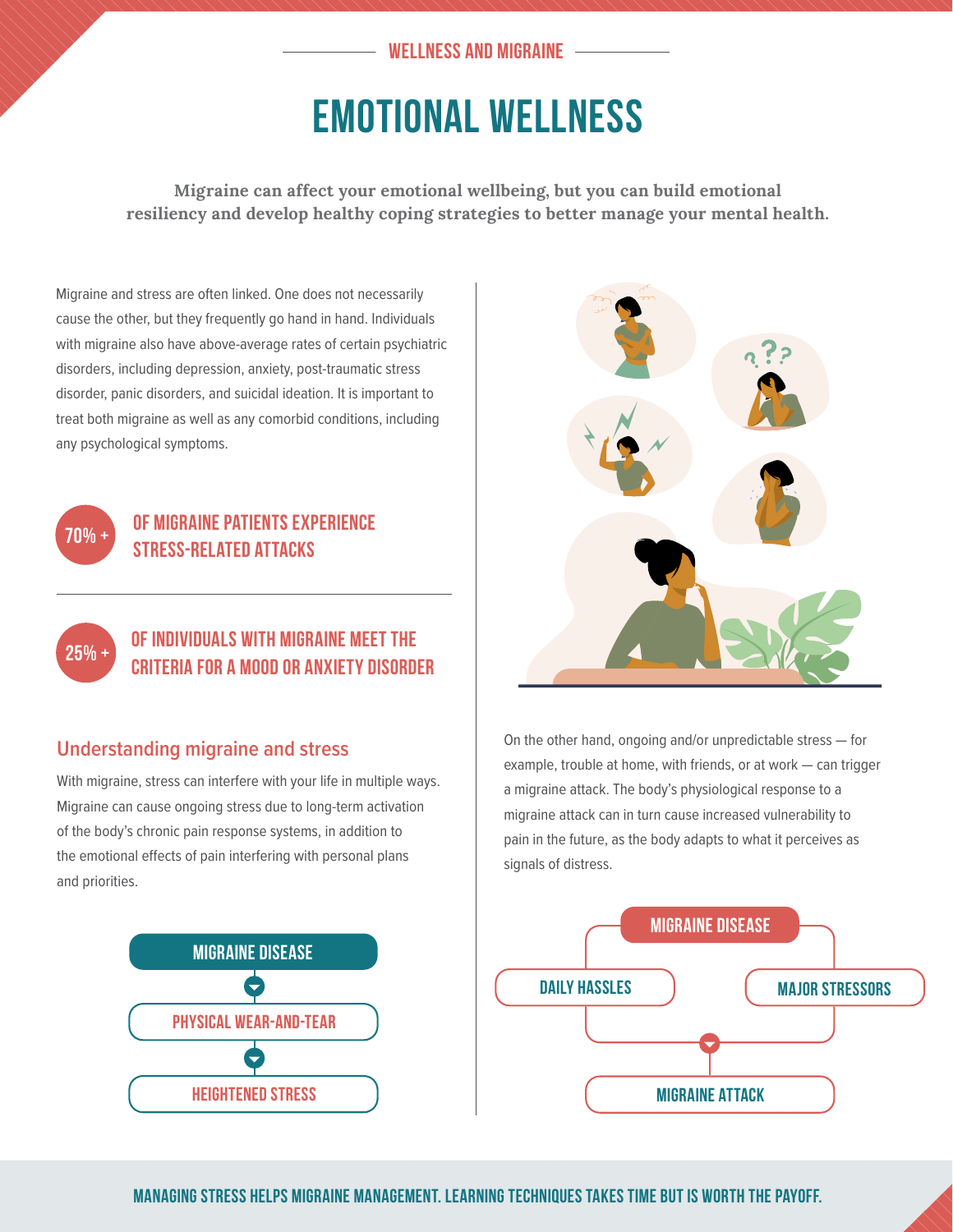WELLNESS AND MIGRAINE

# EMOTIONAL WELLNESS

**Migraine can affect your emotional wellbeing, but you can build emotional resiliency and develop healthy coping strategies to better manage your mental health.**

Migraine and stress are often linked. One does not necessarily cause the other, but they frequently go hand in hand. Individuals with migraine also have above-average rates of certain psychiatric disorders, including depression, anxiety, post-traumatic stress disorder, panic disorders, and suicidal ideation. It is important to treat both migraine as well as any comorbid conditions, including any psychological symptoms.

**70% +** OF MIGRAINE PATIENTS EXPERIENCE STRESS-RELATED ATTACKS

**25% +** OF INDIVIDUALS WITH MIGRAINE MEET THE CRITERIA FOR A MOOD OR ANXIETY DISORDER

## Understanding migraine and stress

With migraine, stress can interfere with your life in multiple ways. Migraine can cause ongoing stress due to long-term activation of the body's chronic pain response systems, in addition to the emotional effects of pain interfering with personal plans and priorities.

MIGRAINE DISEASE → PHYSICAL WEAR-AND-TEAR → HEIGHTENED STRESS

On the other hand, ongoing and/or unpredictable stress — for example, trouble at home, with friends, or at work — can trigger a migraine attack. The body's physiological response to a migraine attack can in turn cause increased vulnerability to pain in the future, as the body adapts to what it perceives as signals of distress.

MIGRAINE DISEASE → DAILY HASSLES / MAJOR STRESSORS → MIGRAINE ATTACK

**MANAGING STRESS HELPS MIGRAINE MANAGEMENT. LEARNING TECHNIQUES TAKES TIME BUT IS WORTH THE PAYOFF.**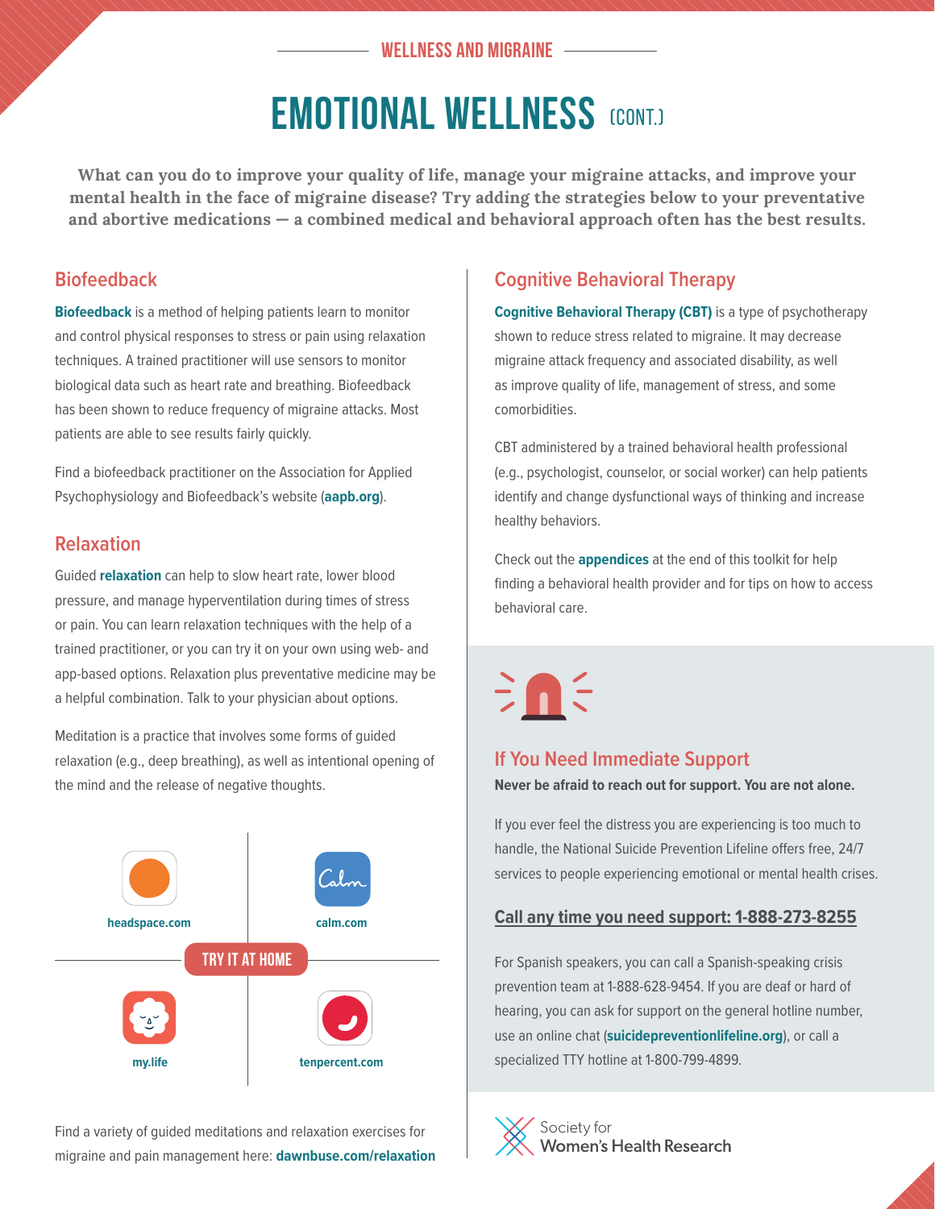WELLNESS AND MIGRAINE

# EMOTIONAL WELLNESS (CONT.)

**What can you do to improve your quality of life, manage your migraine attacks, and improve your mental health in the face of migraine disease? Try adding the strategies below to your preventative and abortive medications — a combined medical and behavioral approach often has the best results.**

## Biofeedback

**Biofeedback** is a method of helping patients learn to monitor and control physical responses to stress or pain using relaxation techniques. A trained practitioner will use sensors to monitor biological data such as heart rate and breathing. Biofeedback has been shown to reduce frequency of migraine attacks. Most patients are able to see results fairly quickly.

Find a biofeedback practitioner on the Association for Applied Psychophysiology and Biofeedback's website (**aapb.org**).

## Relaxation

Guided **relaxation** can help to slow heart rate, lower blood pressure, and manage hyperventilation during times of stress or pain. You can learn relaxation techniques with the help of a trained practitioner, or you can try it on your own using web- and app-based options. Relaxation plus preventative medicine may be a helpful combination. Talk to your physician about options.

Meditation is a practice that involves some forms of guided relaxation (e.g., deep breathing), as well as intentional opening of the mind and the release of negative thoughts.

TRY IT AT HOME

- **headspace.com**
- **calm.com**
- **my.life**
- **tenpercent.com**

Find a variety of guided meditations and relaxation exercises for migraine and pain management here: **dawnbuse.com/relaxation**

## Cognitive Behavioral Therapy

**Cognitive Behavioral Therapy (CBT)** is a type of psychotherapy shown to reduce stress related to migraine. It may decrease migraine attack frequency and associated disability, as well as improve quality of life, management of stress, and some comorbidities.

CBT administered by a trained behavioral health professional (e.g., psychologist, counselor, or social worker) can help patients identify and change dysfunctional ways of thinking and increase healthy behaviors.

Check out the **appendices** at the end of this toolkit for help finding a behavioral health provider and for tips on how to access behavioral care.

## If You Need Immediate Support

**Never be afraid to reach out for support. You are not alone.**

If you ever feel the distress you are experiencing is too much to handle, the National Suicide Prevention Lifeline offers free, 24/7 services to people experiencing emotional or mental health crises.

**Call any time you need support: 1-888-273-8255**

For Spanish speakers, you can call a Spanish-speaking crisis prevention team at 1-888-628-9454. If you are deaf or hard of hearing, you can ask for support on the general hotline number, use an online chat (**suicidepreventionlifeline.org**), or call a specialized TTY hotline at 1-800-799-4899.

Society for Women's Health Research